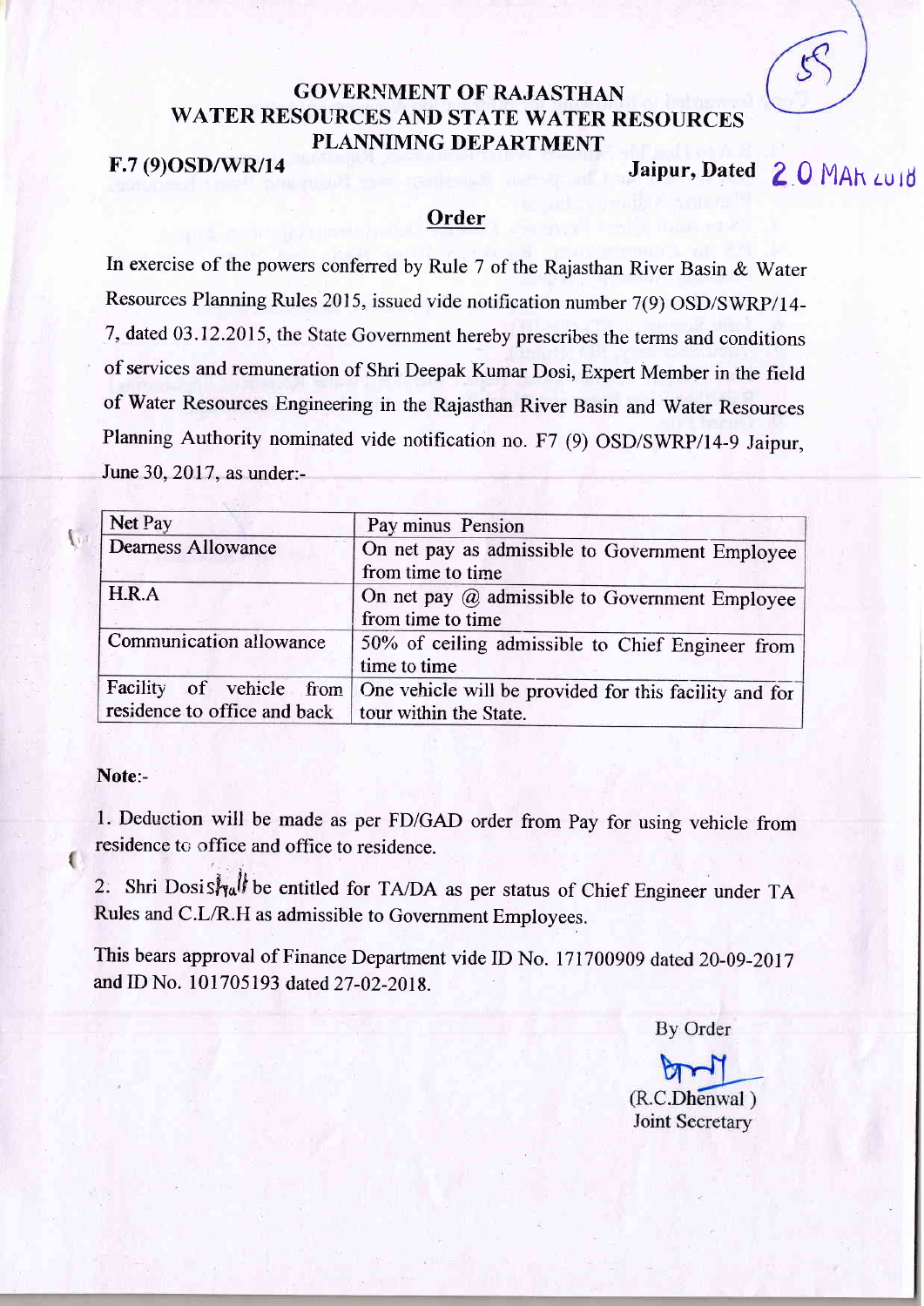# GOVERNMENT OF RAJASTHAN
## WATER RESOURCES AND STATE WATER RESOURCES PLANNIMNG DEPARTMENT

**F.7 (9)OSD/WR/14** **Jaipur, Dated** 20 MAR 2018

## Order

In exercise of the powers conferred by Rule 7 of the Rajasthan River Basin & Water Resources Planning Rules 2015, issued vide notification number 7(9) OSD/SWRP/14-7, dated 03.12.2015, the State Government hereby prescribes the terms and conditions of services and remuneration of Shri Deepak Kumar Dosi, Expert Member in the field of Water Resources Engineering in the Rajasthan River Basin and Water Resources Planning Authority nominated vide notification no. F7 (9) OSD/SWRP/14-9 Jaipur, June 30, 2017, as under:-

| Net Pay | Pay minus Pension |
|---|---|
| Dearness Allowance | On net pay as admissible to Government Employee from time to time |
| H.R.A | On net pay @ admissible to Government Employee from time to time |
| Communication allowance | 50% of ceiling admissible to Chief Engineer from time to time |
| Facility of vehicle from residence to office and back | One vehicle will be provided for this facility and for tour within the State. |

**Note**:-

1. Deduction will be made as per FD/GAD order from Pay for using vehicle from residence to office and office to residence.

2. Shri Dosi shall be entitled for TA/DA as per status of Chief Engineer under TA Rules and C.L/R.H as admissible to Government Employees.

This bears approval of Finance Department vide ID No. 171700909 dated 20-09-2017 and ID No. 101705193 dated 27-02-2018.

By Order

(R.C.Dhenwal)
Joint Secretary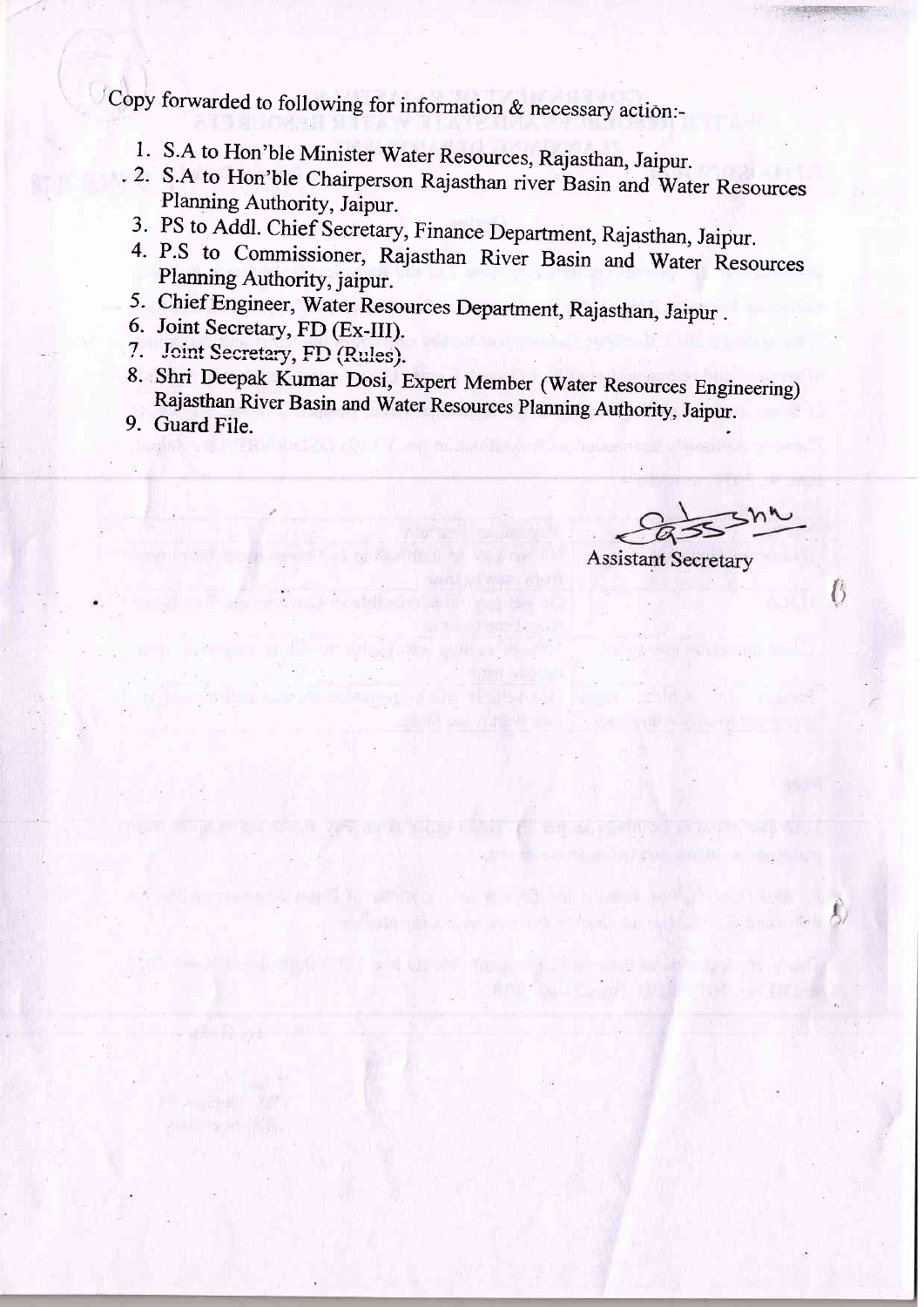Copy forwarded to following for information & necessary action:-

1. S.A to Hon'ble Minister Water Resources, Rajasthan, Jaipur.
2. S.A to Hon'ble Chairperson Rajasthan river Basin and Water Resources Planning Authority, Jaipur.
3. PS to Addl. Chief Secretary, Finance Department, Rajasthan, Jaipur.
4. P.S to Commissioner, Rajasthan River Basin and Water Resources Planning Authority, jaipur.
5. Chief Engineer, Water Resources Department, Rajasthan, Jaipur .
6. Joint Secretary, FD (Ex-III).
7. Joint Secretary, FD (Rules).
8. Shri Deepak Kumar Dosi, Expert Member (Water Resources Engineering) Rajasthan River Basin and Water Resources Planning Authority, Jaipur.
9. Guard File.

Assistant Secretary